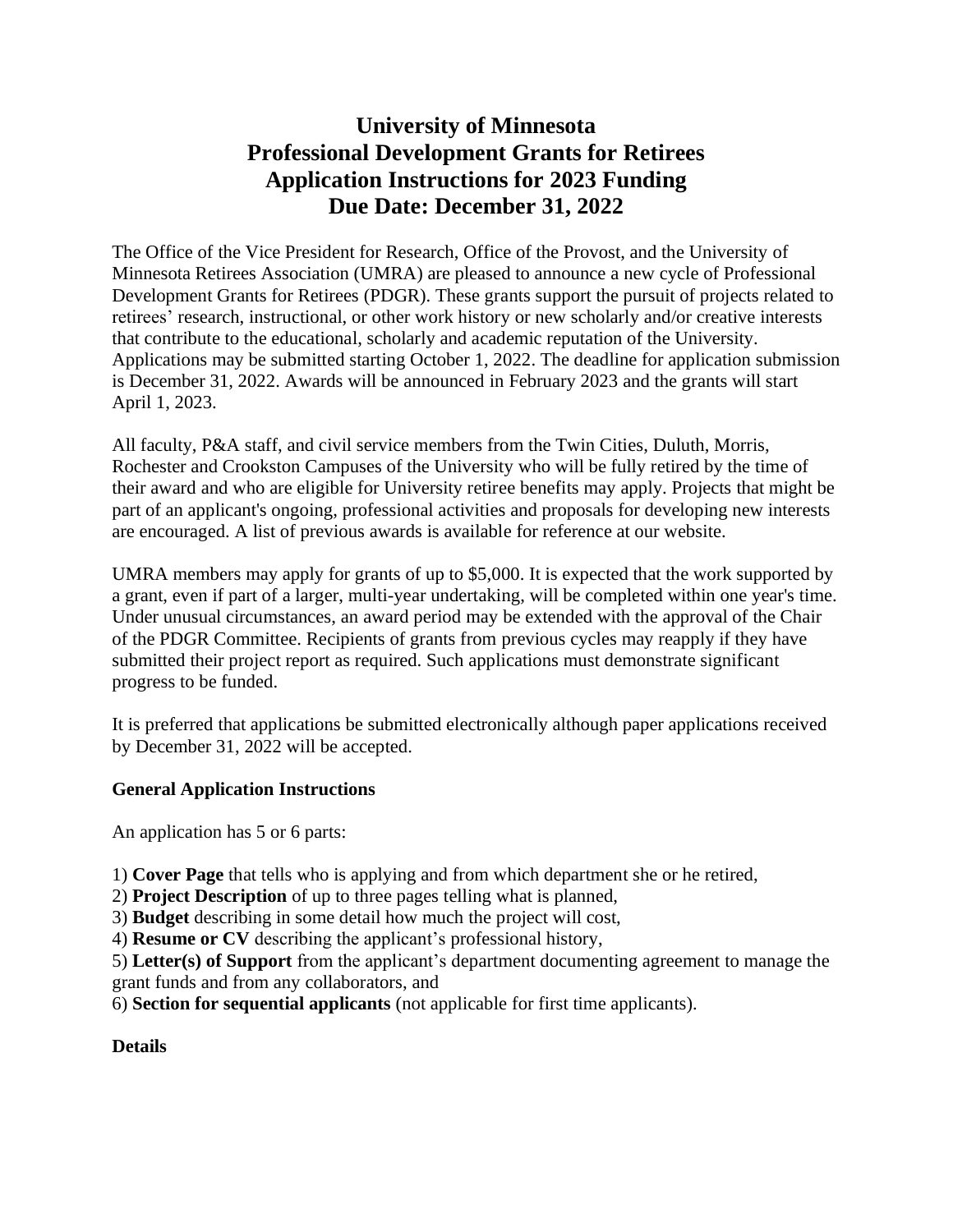# University of Minnesota
# Professional Development Grants for Retirees
# Application Instructions for 2023 Funding
# Due Date: December 31, 2022

The Office of the Vice President for Research, Office of the Provost, and the University of Minnesota Retirees Association (UMRA) are pleased to announce a new cycle of Professional Development Grants for Retirees (PDGR). These grants support the pursuit of projects related to retirees' research, instructional, or other work history or new scholarly and/or creative interests that contribute to the educational, scholarly and academic reputation of the University. Applications may be submitted starting October 1, 2022. The deadline for application submission is December 31, 2022. Awards will be announced in February 2023 and the grants will start April 1, 2023.

All faculty, P&A staff, and civil service members from the Twin Cities, Duluth, Morris, Rochester and Crookston Campuses of the University who will be fully retired by the time of their award and who are eligible for University retiree benefits may apply. Projects that might be part of an applicant's ongoing, professional activities and proposals for developing new interests are encouraged. A list of previous awards is available for reference at our website.

UMRA members may apply for grants of up to $5,000. It is expected that the work supported by a grant, even if part of a larger, multi-year undertaking, will be completed within one year's time. Under unusual circumstances, an award period may be extended with the approval of the Chair of the PDGR Committee. Recipients of grants from previous cycles may reapply if they have submitted their project report as required. Such applications must demonstrate significant progress to be funded.

It is preferred that applications be submitted electronically although paper applications received by December 31, 2022 will be accepted.

**General Application Instructions**

An application has 5 or 6 parts:

1) **Cover Page** that tells who is applying and from which department she or he retired,
2) **Project Description** of up to three pages telling what is planned,
3) **Budget** describing in some detail how much the project will cost,
4) **Resume or CV** describing the applicant's professional history,
5) **Letter(s) of Support** from the applicant's department documenting agreement to manage the grant funds and from any collaborators, and
6) **Section for sequential applicants** (not applicable for first time applicants).

**Details**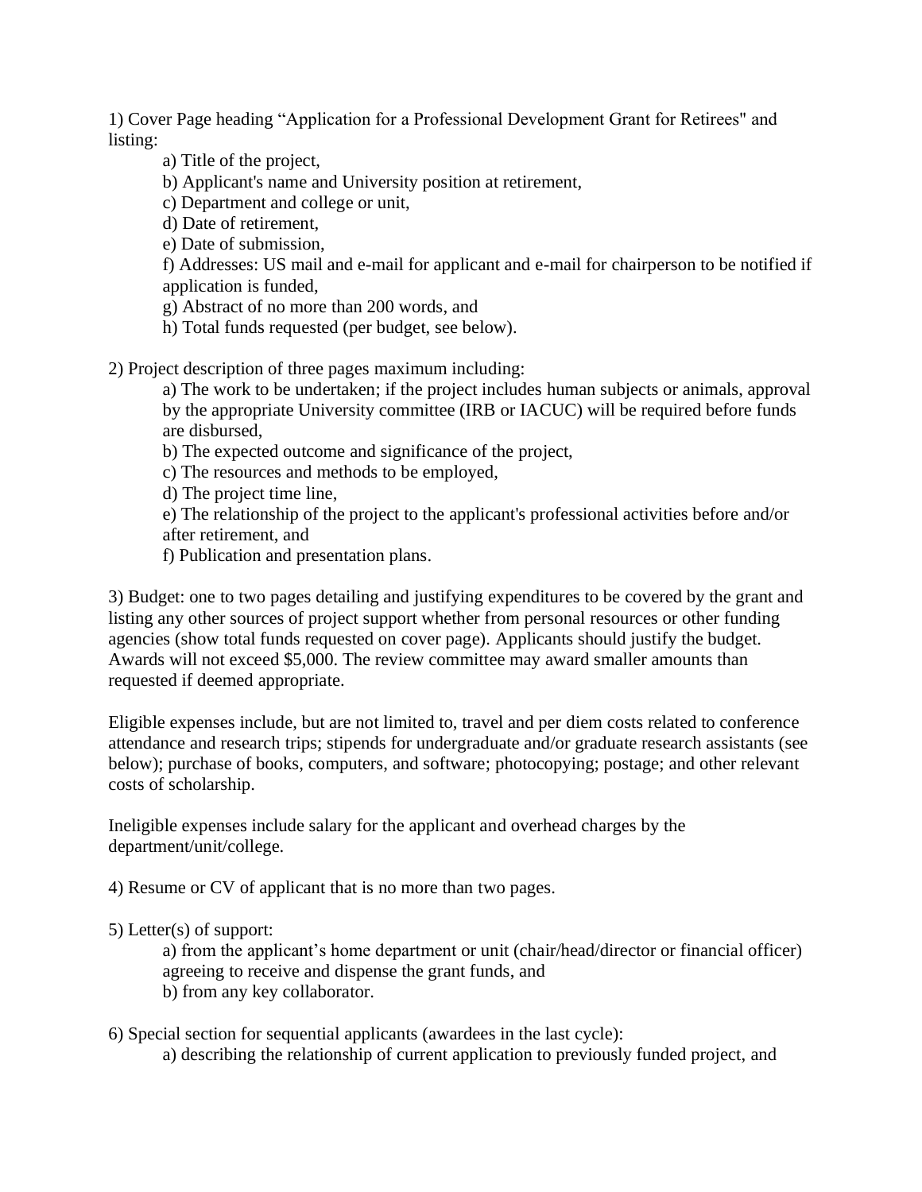1) Cover Page heading "Application for a Professional Development Grant for Retirees" and listing:

  a) Title of the project,
  b) Applicant's name and University position at retirement,
  c) Department and college or unit,
  d) Date of retirement,
  e) Date of submission,
  f) Addresses: US mail and e-mail for applicant and e-mail for chairperson to be notified if application is funded,
  g) Abstract of no more than 200 words, and
  h) Total funds requested (per budget, see below).

2) Project description of three pages maximum including:

  a) The work to be undertaken; if the project includes human subjects or animals, approval by the appropriate University committee (IRB or IACUC) will be required before funds are disbursed,
  b) The expected outcome and significance of the project,
  c) The resources and methods to be employed,
  d) The project time line,
  e) The relationship of the project to the applicant's professional activities before and/or after retirement, and
  f) Publication and presentation plans.

3) Budget: one to two pages detailing and justifying expenditures to be covered by the grant and listing any other sources of project support whether from personal resources or other funding agencies (show total funds requested on cover page). Applicants should justify the budget. Awards will not exceed $5,000. The review committee may award smaller amounts than requested if deemed appropriate.

Eligible expenses include, but are not limited to, travel and per diem costs related to conference attendance and research trips; stipends for undergraduate and/or graduate research assistants (see below); purchase of books, computers, and software; photocopying; postage; and other relevant costs of scholarship.

Ineligible expenses include salary for the applicant and overhead charges by the department/unit/college.

4) Resume or CV of applicant that is no more than two pages.

5) Letter(s) of support:

  a) from the applicant's home department or unit (chair/head/director or financial officer) agreeing to receive and dispense the grant funds, and
  b) from any key collaborator.

6) Special section for sequential applicants (awardees in the last cycle):

  a) describing the relationship of current application to previously funded project, and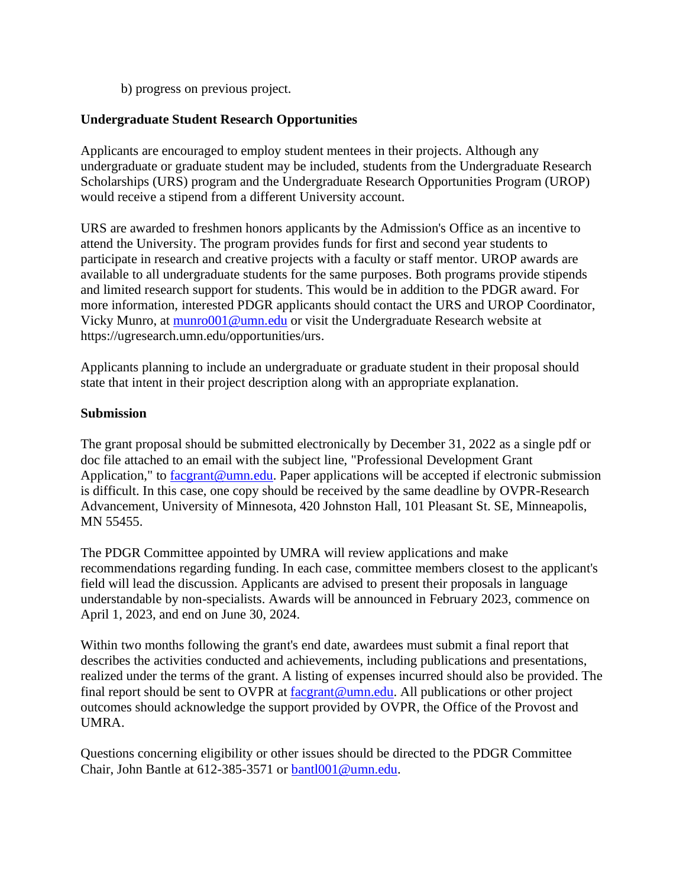b) progress on previous project.

**Undergraduate Student Research Opportunities**

Applicants are encouraged to employ student mentees in their projects. Although any undergraduate or graduate student may be included, students from the Undergraduate Research Scholarships (URS) program and the Undergraduate Research Opportunities Program (UROP) would receive a stipend from a different University account.

URS are awarded to freshmen honors applicants by the Admission's Office as an incentive to attend the University. The program provides funds for first and second year students to participate in research and creative projects with a faculty or staff mentor. UROP awards are available to all undergraduate students for the same purposes. Both programs provide stipends and limited research support for students. This would be in addition to the PDGR award. For more information, interested PDGR applicants should contact the URS and UROP Coordinator, Vicky Munro, at munro001@umn.edu or visit the Undergraduate Research website at https://ugresearch.umn.edu/opportunities/urs.

Applicants planning to include an undergraduate or graduate student in their proposal should state that intent in their project description along with an appropriate explanation.

**Submission**

The grant proposal should be submitted electronically by December 31, 2022 as a single pdf or doc file attached to an email with the subject line, "Professional Development Grant Application," to facgrant@umn.edu. Paper applications will be accepted if electronic submission is difficult. In this case, one copy should be received by the same deadline by OVPR-Research Advancement, University of Minnesota, 420 Johnston Hall, 101 Pleasant St. SE, Minneapolis, MN 55455.

The PDGR Committee appointed by UMRA will review applications and make recommendations regarding funding. In each case, committee members closest to the applicant's field will lead the discussion. Applicants are advised to present their proposals in language understandable by non-specialists. Awards will be announced in February 2023, commence on April 1, 2023, and end on June 30, 2024.

Within two months following the grant's end date, awardees must submit a final report that describes the activities conducted and achievements, including publications and presentations, realized under the terms of the grant. A listing of expenses incurred should also be provided. The final report should be sent to OVPR at facgrant@umn.edu. All publications or other project outcomes should acknowledge the support provided by OVPR, the Office of the Provost and UMRA.

Questions concerning eligibility or other issues should be directed to the PDGR Committee Chair, John Bantle at 612-385-3571 or bantl001@umn.edu.